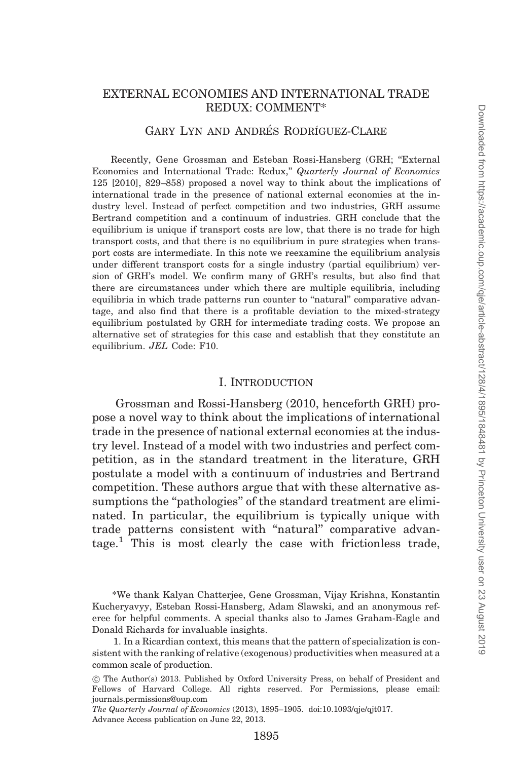# EXTERNAL ECONOMIES AND INTERNATIONAL TRADE REDUX: COMMENT*

Gary Lyn and Andrés Rodríguez-Clare

Recently, Gene Grossman and Esteban Rossi-Hansberg (GRH; "External Economies and International Trade: Redux," *Quarterly Journal of Economics* 125 [2010], 829–858) proposed a novel way to think about the implications of international trade in the presence of national external economies at the industry level. Instead of perfect competition and two industries, GRH assume Bertrand competition and a continuum of industries. GRH conclude that the equilibrium is unique if transport costs are low, that there is no trade for high transport costs, and that there is no equilibrium in pure strategies when transport costs are intermediate. In this note we reexamine the equilibrium analysis under different transport costs for a single industry (partial equilibrium) version of GRH's model. We confirm many of GRH's results, but also find that there are circumstances under which there are multiple equilibria, including equilibria in which trade patterns run counter to "natural" comparative advantage, and also find that there is a profitable deviation to the mixed-strategy equilibrium postulated by GRH for intermediate trading costs. We propose an alternative set of strategies for this case and establish that they constitute an equilibrium. *JEL* Code: F10.

## I. Introduction

Grossman and Rossi-Hansberg (2010, henceforth GRH) propose a novel way to think about the implications of international trade in the presence of national external economies at the industry level. Instead of a model with two industries and perfect competition, as in the standard treatment in the literature, GRH postulate a model with a continuum of industries and Bertrand competition. These authors argue that with these alternative assumptions the "pathologies" of the standard treatment are eliminated. In particular, the equilibrium is typically unique with trade patterns consistent with "natural" comparative advantage.[1] This is most clearly the case with frictionless trade,

*We thank Kalyan Chatterjee, Gene Grossman, Vijay Krishna, Konstantin Kucheryavyy, Esteban Rossi-Hansberg, Adam Slawski, and an anonymous referee for helpful comments. A special thanks also to James Graham-Eagle and Donald Richards for invaluable insights.

1. In a Ricardian context, this means that the pattern of specialization is consistent with the ranking of relative (exogenous) productivities when measured at a common scale of production.

© The Author(s) 2013. Published by Oxford University Press, on behalf of President and Fellows of Harvard College. All rights reserved. For Permissions, please email: journals.permissions@oup.com

*The Quarterly Journal of Economics* (2013), 1895–1905. doi:10.1093/qje/qjt017.
Advance Access publication on June 22, 2013.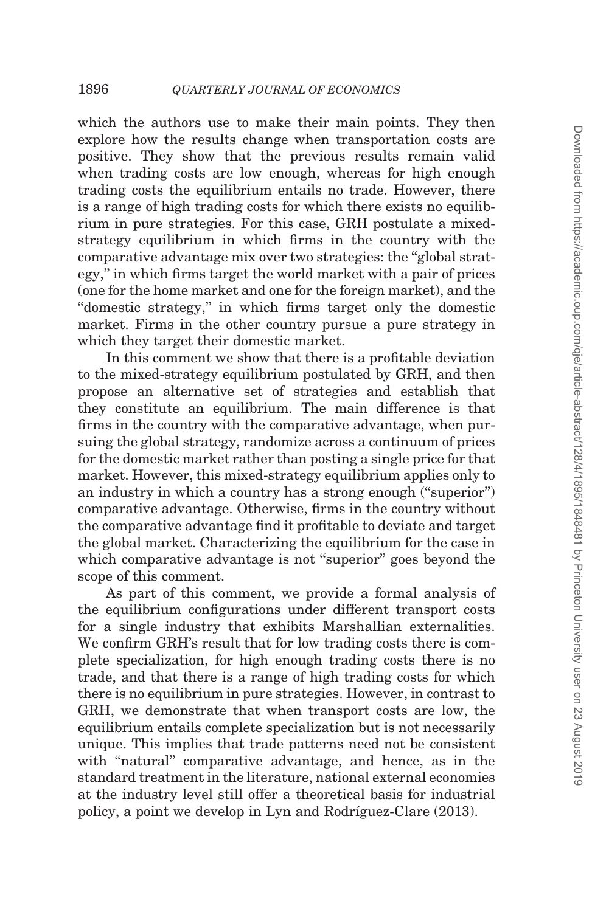which the authors use to make their main points. They then explore how the results change when transportation costs are positive. They show that the previous results remain valid when trading costs are low enough, whereas for high enough trading costs the equilibrium entails no trade. However, there is a range of high trading costs for which there exists no equilibrium in pure strategies. For this case, GRH postulate a mixed-strategy equilibrium in which firms in the country with the comparative advantage mix over two strategies: the "global strategy," in which firms target the world market with a pair of prices (one for the home market and one for the foreign market), and the "domestic strategy," in which firms target only the domestic market. Firms in the other country pursue a pure strategy in which they target their domestic market.

In this comment we show that there is a profitable deviation to the mixed-strategy equilibrium postulated by GRH, and then propose an alternative set of strategies and establish that they constitute an equilibrium. The main difference is that firms in the country with the comparative advantage, when pursuing the global strategy, randomize across a continuum of prices for the domestic market rather than posting a single price for that market. However, this mixed-strategy equilibrium applies only to an industry in which a country has a strong enough ("superior") comparative advantage. Otherwise, firms in the country without the comparative advantage find it profitable to deviate and target the global market. Characterizing the equilibrium for the case in which comparative advantage is not "superior" goes beyond the scope of this comment.

As part of this comment, we provide a formal analysis of the equilibrium configurations under different transport costs for a single industry that exhibits Marshallian externalities. We confirm GRH's result that for low trading costs there is complete specialization, for high enough trading costs there is no trade, and that there is a range of high trading costs for which there is no equilibrium in pure strategies. However, in contrast to GRH, we demonstrate that when transport costs are low, the equilibrium entails complete specialization but is not necessarily unique. This implies that trade patterns need not be consistent with "natural" comparative advantage, and hence, as in the standard treatment in the literature, national external economies at the industry level still offer a theoretical basis for industrial policy, a point we develop in Lyn and Rodríguez-Clare (2013).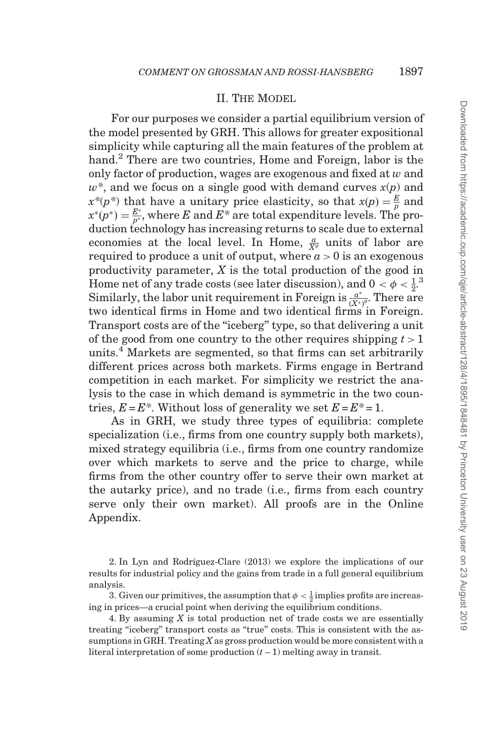## II. The Model

For our purposes we consider a partial equilibrium version of the model presented by GRH. This allows for greater expositional simplicity while capturing all the main features of the problem at hand.[2] There are two countries, Home and Foreign, labor is the only factor of production, wages are exogenous and fixed at $w$ and $w^*$, and we focus on a single good with demand curves $x(p)$ and $x^*(p^*)$ that have a unitary price elasticity, so that $x(p) = \frac{E}{p}$ and $x^*(p^*) = \frac{E^*}{p^*}$, where $E$ and $E^*$ are total expenditure levels. The production technology has increasing returns to scale due to external economies at the local level. In Home, $\frac{a}{X^\phi}$ units of labor are required to produce a unit of output, where $a > 0$ is an exogenous productivity parameter, $X$ is the total production of the good in Home net of any trade costs (see later discussion), and $0 < \phi < \frac{1}{2}$.[3] Similarly, the labor unit requirement in Foreign is $\frac{a^*}{(X^*)^\phi}$. There are two identical firms in Home and two identical firms in Foreign. Transport costs are of the "iceberg" type, so that delivering a unit of the good from one country to the other requires shipping $t > 1$ units.[4] Markets are segmented, so that firms can set arbitrarily different prices across both markets. Firms engage in Bertrand competition in each market. For simplicity we restrict the analysis to the case in which demand is symmetric in the two countries, $E = E^*$. Without loss of generality we set $E = E^* = 1$.

As in GRH, we study three types of equilibria: complete specialization (i.e., firms from one country supply both markets), mixed strategy equilibria (i.e., firms from one country randomize over which markets to serve and the price to charge, while firms from the other country offer to serve their own market at the autarky price), and no trade (i.e., firms from each country serve only their own market). All proofs are in the Online Appendix.

2. In Lyn and Rodríguez-Clare (2013) we explore the implications of our results for industrial policy and the gains from trade in a full general equilibrium analysis.

3. Given our primitives, the assumption that $\phi < \frac{1}{2}$ implies profits are increasing in prices—a crucial point when deriving the equilibrium conditions.

4. By assuming $X$ is total production net of trade costs we are essentially treating "iceberg" transport costs as "true" costs. This is consistent with the assumptions in GRH. Treating $X$ as gross production would be more consistent with a literal interpretation of some production $(t - 1)$ melting away in transit.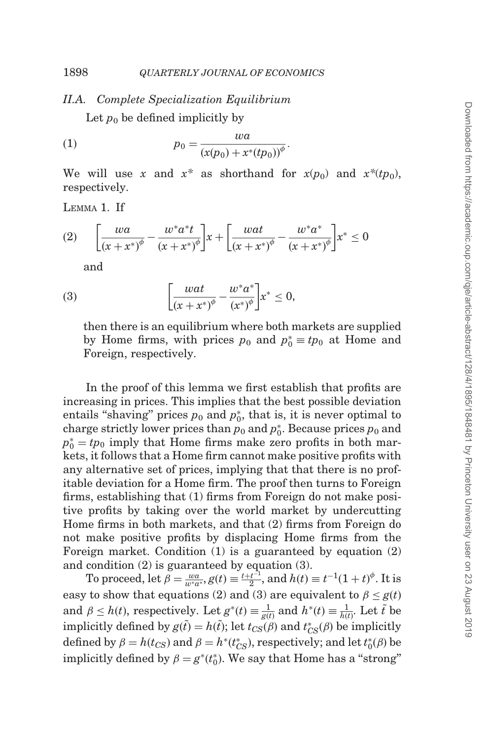### II.A. Complete Specialization Equilibrium

Let $p_0$ be defined implicitly by

$$p_0 = \frac{wa}{(x(p_0) + x^*(tp_0))^\phi}. \tag{1}$$

We will use $x$ and $x^*$ as shorthand for $x(p_0)$ and $x^*(tp_0)$, respectively.

LEMMA 1. If

$$\left[\frac{wa}{(x+x^*)^\phi} - \frac{w^*a^*t}{(x+x^*)^\phi}\right]x + \left[\frac{wat}{(x+x^*)^\phi} - \frac{w^*a^*}{(x+x^*)^\phi}\right]x^* \leq 0 \tag{2}$$

and

$$\left[\frac{wat}{(x+x^*)^\phi} - \frac{w^*a^*}{(x^*)^\phi}\right]x^* \leq 0, \tag{3}$$

then there is an equilibrium where both markets are supplied by Home firms, with prices $p_0$ and $p_0^* \equiv tp_0$ at Home and Foreign, respectively.

In the proof of this lemma we first establish that profits are increasing in prices. This implies that the best possible deviation entails "shaving" prices $p_0$ and $p_0^*$, that is, it is never optimal to charge strictly lower prices than $p_0$ and $p_0^*$. Because prices $p_0$ and $p_0^* = tp_0$ imply that Home firms make zero profits in both markets, it follows that a Home firm cannot make positive profits with any alternative set of prices, implying that that there is no profitable deviation for a Home firm. The proof then turns to Foreign firms, establishing that (1) firms from Foreign do not make positive profits by taking over the world market by undercutting Home firms in both markets, and that (2) firms from Foreign do not make positive profits by displacing Home firms from the Foreign market. Condition (1) is a guaranteed by equation (2) and condition (2) is guaranteed by equation (3).

To proceed, let $\beta = \frac{wa}{w^*a^*}$, $g(t) \equiv \frac{t+t^{-1}}{2}$, and $h(t) \equiv t^{-1}(1+t)^\phi$. It is easy to show that equations (2) and (3) are equivalent to $\beta \leq g(t)$ and $\beta \leq h(t)$, respectively. Let $g^*(t) \equiv \frac{1}{g(t)}$ and $h^*(t) \equiv \frac{1}{h(t)}$. Let $\tilde{t}$ be implicitly defined by $g(\tilde{t}) = h(\tilde{t})$; let $t_{CS}(\beta)$ and $t^*_{CS}(\beta)$ be implicitly defined by $\beta = h(t_{CS})$ and $\beta = h^*(t^*_{CS})$, respectively; and let $t^*_0(\beta)$ be implicitly defined by $\beta = g^*(t^*_0)$. We say that Home has a "strong"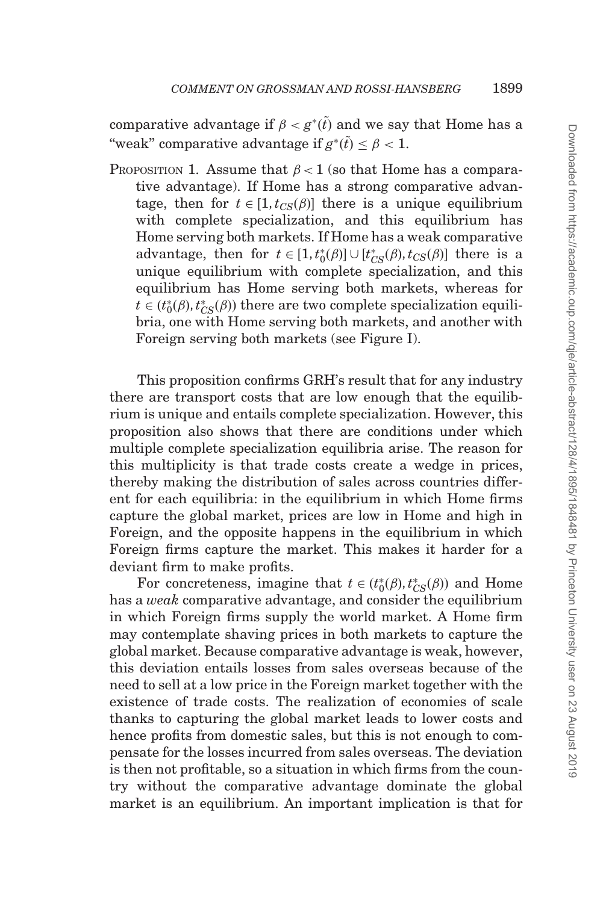comparative advantage if $\beta < g^*(\tilde{t})$ and we say that Home has a "weak" comparative advantage if $g^*(\tilde{t}) \leq \beta < 1$.

PROPOSITION 1. Assume that $\beta < 1$ (so that Home has a comparative advantage). If Home has a strong comparative advantage, then for $t \in [1, t_{CS}(\beta)]$ there is a unique equilibrium with complete specialization, and this equilibrium has Home serving both markets. If Home has a weak comparative advantage, then for $t \in [1, t_0^*(\beta)] \cup [t_{CS}^*(\beta), t_{CS}(\beta)]$ there is a unique equilibrium with complete specialization, and this equilibrium has Home serving both markets, whereas for $t \in (t_0^*(\beta), t_{CS}^*(\beta))$ there are two complete specialization equilibria, one with Home serving both markets, and another with Foreign serving both markets (see Figure I).

This proposition confirms GRH's result that for any industry there are transport costs that are low enough that the equilibrium is unique and entails complete specialization. However, this proposition also shows that there are conditions under which multiple complete specialization equilibria arise. The reason for this multiplicity is that trade costs create a wedge in prices, thereby making the distribution of sales across countries different for each equilibria: in the equilibrium in which Home firms capture the global market, prices are low in Home and high in Foreign, and the opposite happens in the equilibrium in which Foreign firms capture the market. This makes it harder for a deviant firm to make profits.

For concreteness, imagine that $t \in (t_0^*(\beta), t_{CS}^*(\beta))$ and Home has a *weak* comparative advantage, and consider the equilibrium in which Foreign firms supply the world market. A Home firm may contemplate shaving prices in both markets to capture the global market. Because comparative advantage is weak, however, this deviation entails losses from sales overseas because of the need to sell at a low price in the Foreign market together with the existence of trade costs. The realization of economies of scale thanks to capturing the global market leads to lower costs and hence profits from domestic sales, but this is not enough to compensate for the losses incurred from sales overseas. The deviation is then not profitable, so a situation in which firms from the country without the comparative advantage dominate the global market is an equilibrium. An important implication is that for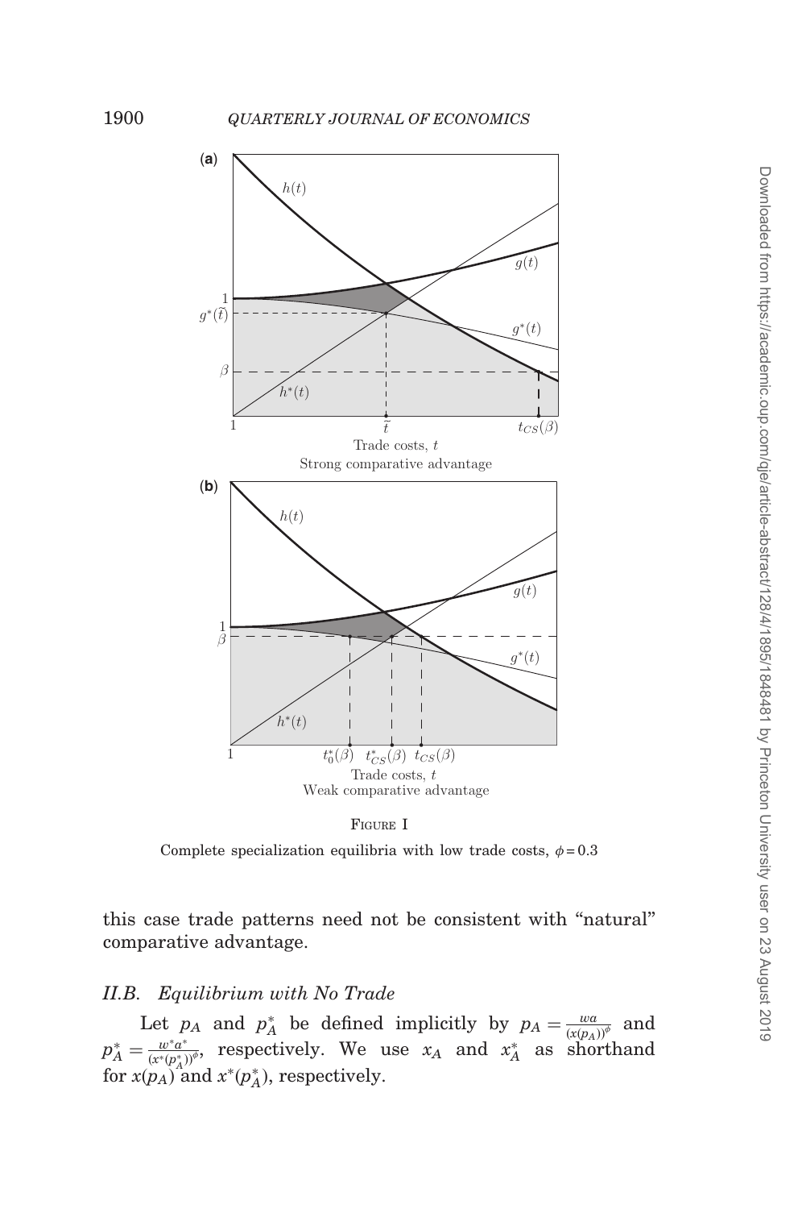FIGURE I

Complete specialization equilibria with low trade costs, $\phi = 0.3$

this case trade patterns need not be consistent with "natural" comparative advantage.

### *II.B. Equilibrium with No Trade*

Let $p_A$ and $p_A^*$ be defined implicitly by $p_A = \frac{wa}{(x(p_A))^\phi}$ and $p_A^* = \frac{w^*a^*}{(x^*(p_A^*))^\phi}$, respectively. We use $x_A$ and $x_A^*$ as shorthand for $x(p_A)$ and $x^*(p_A^*)$, respectively.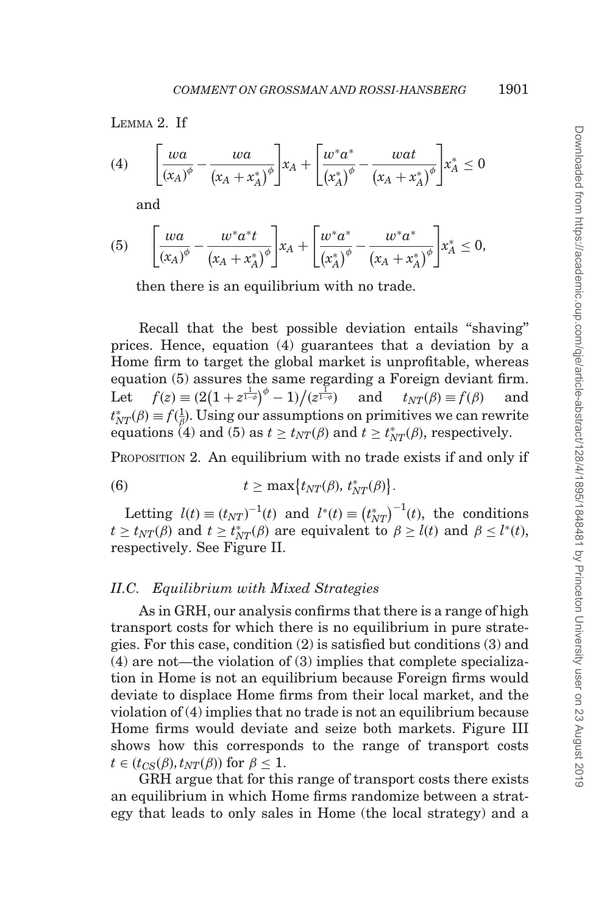Lemma 2. If

$$\left[\frac{wa}{(x_A)^{\phi}} - \frac{wa}{\left(x_A + x_A^*\right)^{\phi}}\right] x_A + \left[\frac{w^*a^*}{\left(x_A^*\right)^{\phi}} - \frac{wat}{\left(x_A + x_A^*\right)^{\phi}}\right] x_A^* \leq 0 \tag{4}$$

and

$$\left[\frac{wa}{(x_A)^{\phi}} - \frac{w^*a^*t}{\left(x_A + x_A^*\right)^{\phi}}\right] x_A + \left[\frac{w^*a^*}{\left(x_A^*\right)^{\phi}} - \frac{w^*a^*}{\left(x_A + x_A^*\right)^{\phi}}\right] x_A^* \leq 0, \tag{5}$$

then there is an equilibrium with no trade.

Recall that the best possible deviation entails "shaving" prices. Hence, equation (4) guarantees that a deviation by a Home firm to target the global market is unprofitable, whereas equation (5) assures the same regarding a Foreign deviant firm. Let $f(z) \equiv (2(1 + z^{\frac{1}{1-\phi}})^{\phi} - 1)/(z^{\frac{1}{1-\phi}})$ and $t_{NT}(\beta) \equiv f(\beta)$ and $t_{NT}^*(\beta) \equiv f(\frac{1}{\beta})$. Using our assumptions on primitives we can rewrite equations (4) and (5) as $t \geq t_{NT}(\beta)$ and $t \geq t_{NT}^*(\beta)$, respectively.

Proposition 2. An equilibrium with no trade exists if and only if

$$t \geq \max\{t_{NT}(\beta), t_{NT}^*(\beta)\}. \tag{6}$$

Letting $l(t) \equiv (t_{NT})^{-1}(t)$ and $l^*(t) \equiv \left(t_{NT}^*\right)^{-1}(t)$, the conditions $t \geq t_{NT}(\beta)$ and $t \geq t_{NT}^*(\beta)$ are equivalent to $\beta \geq l(t)$ and $\beta \leq l^*(t)$, respectively. See Figure II.

### II.C. Equilibrium with Mixed Strategies

As in GRH, our analysis confirms that there is a range of high transport costs for which there is no equilibrium in pure strategies. For this case, condition (2) is satisfied but conditions (3) and (4) are not—the violation of (3) implies that complete specialization in Home is not an equilibrium because Foreign firms would deviate to displace Home firms from their local market, and the violation of (4) implies that no trade is not an equilibrium because Home firms would deviate and seize both markets. Figure III shows how this corresponds to the range of transport costs $t \in (t_{CS}(\beta), t_{NT}(\beta))$ for $\beta \leq 1$.

GRH argue that for this range of transport costs there exists an equilibrium in which Home firms randomize between a strategy that leads to only sales in Home (the local strategy) and a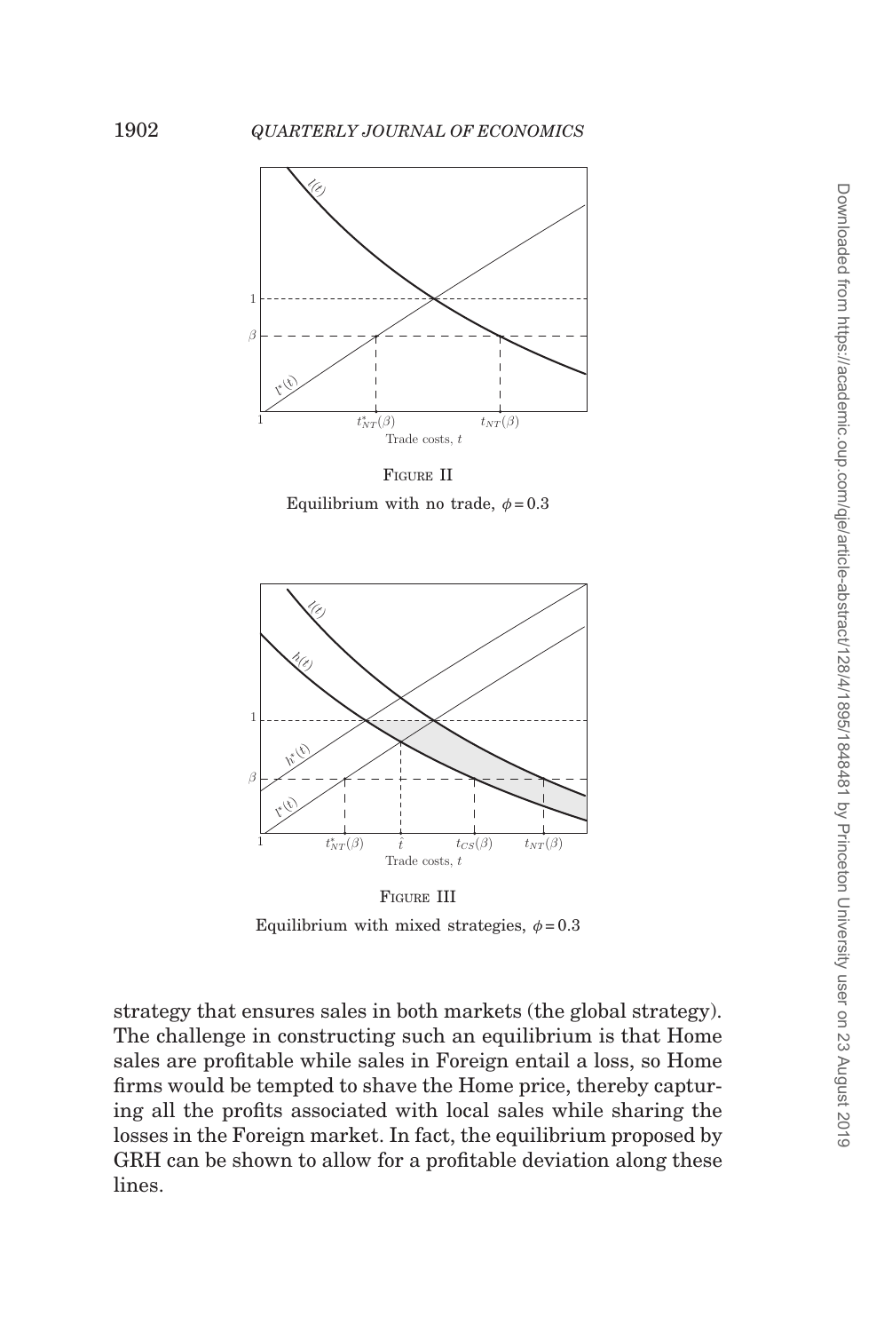FIGURE II

Equilibrium with no trade, $\phi = 0.3$

FIGURE III

Equilibrium with mixed strategies, $\phi = 0.3$

strategy that ensures sales in both markets (the global strategy). The challenge in constructing such an equilibrium is that Home sales are profitable while sales in Foreign entail a loss, so Home firms would be tempted to shave the Home price, thereby capturing all the profits associated with local sales while sharing the losses in the Foreign market. In fact, the equilibrium proposed by GRH can be shown to allow for a profitable deviation along these lines.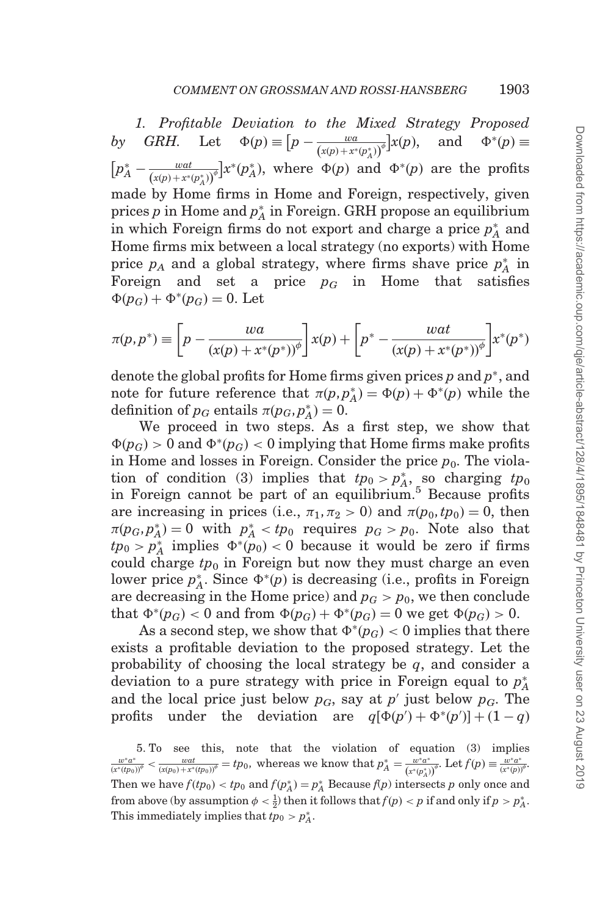*1. Profitable Deviation to the Mixed Strategy Proposed by GRH.* Let $\Phi(p) \equiv \left[p - \frac{wa}{\left(x(p)+x^*(p_A^*)\right)^\phi}\right]x(p)$, and $\Phi^*(p) \equiv \left[p_A^* - \frac{wat}{\left(x(p)+x^*(p_A^*)\right)^\phi}\right]x^*(p_A^*)$, where $\Phi(p)$ and $\Phi^*(p)$ are the profits made by Home firms in Home and Foreign, respectively, given prices $p$ in Home and $p_A^*$ in Foreign. GRH propose an equilibrium in which Foreign firms do not export and charge a price $p_A^*$ and Home firms mix between a local strategy (no exports) with Home price $p_A$ and a global strategy, where firms shave price $p_A^*$ in Foreign and set a price $p_G$ in Home that satisfies $\Phi(p_G) + \Phi^*(p_G) = 0$. Let

$$\pi(p, p^*) \equiv \left[p - \frac{wa}{(x(p)+x^*(p^*))^\phi}\right]x(p) + \left[p^* - \frac{wat}{(x(p)+x^*(p^*))^\phi}\right]x^*(p^*)$$

denote the global profits for Home firms given prices $p$ and $p^*$, and note for future reference that $\pi(p, p_A^*) = \Phi(p) + \Phi^*(p)$ while the definition of $p_G$ entails $\pi(p_G, p_A^*) = 0$.

We proceed in two steps. As a first step, we show that $\Phi(p_G) > 0$ and $\Phi^*(p_G) < 0$ implying that Home firms make profits in Home and losses in Foreign. Consider the price $p_0$. The violation of condition (3) implies that $tp_0 > p_A^*$, so charging $tp_0$ in Foreign cannot be part of an equilibrium.[5] Because profits are increasing in prices (i.e., $\pi_1, \pi_2 > 0$) and $\pi(p_0, tp_0) = 0$, then $\pi(p_G, p_A^*) = 0$ with $p_A^* < tp_0$ requires $p_G > p_0$. Note also that $tp_0 > p_A^*$ implies $\Phi^*(p_0) < 0$ because it would be zero if firms could charge $tp_0$ in Foreign but now they must charge an even lower price $p_A^*$. Since $\Phi^*(p)$ is decreasing (i.e., profits in Foreign are decreasing in the Home price) and $p_G > p_0$, we then conclude that $\Phi^*(p_G) < 0$ and from $\Phi(p_G) + \Phi^*(p_G) = 0$ we get $\Phi(p_G) > 0$.

As a second step, we show that $\Phi^*(p_G) < 0$ implies that there exists a profitable deviation to the proposed strategy. Let the probability of choosing the local strategy be $q$, and consider a deviation to a pure strategy with price in Foreign equal to $p_A^*$ and the local price just below $p_G$, say at $p'$ just below $p_G$. The profits under the deviation are $q[\Phi(p') + \Phi^*(p')] + (1-q)$

5. To see this, note that the violation of equation (3) implies $\frac{w^*a^*}{(x^*(tp_0))^\phi} < \frac{wat}{(x(p_0)+x^*(tp_0))^\phi} = tp_0$, whereas we know that $p_A^* = \frac{w^*a^*}{\left(x^*(p_A^*)\right)^\phi}$. Let $f(p) \equiv \frac{w^*a^*}{(x^*(p))^\phi}$. Then we have $f(tp_0) < tp_0$ and $f(p_A^*) = p_A^*$ Because $f(p)$ intersects $p$ only once and from above (by assumption $\phi < \frac{1}{2}$) then it follows that $f(p) < p$ if and only if $p > p_A^*$. This immediately implies that $tp_0 > p_A^*$.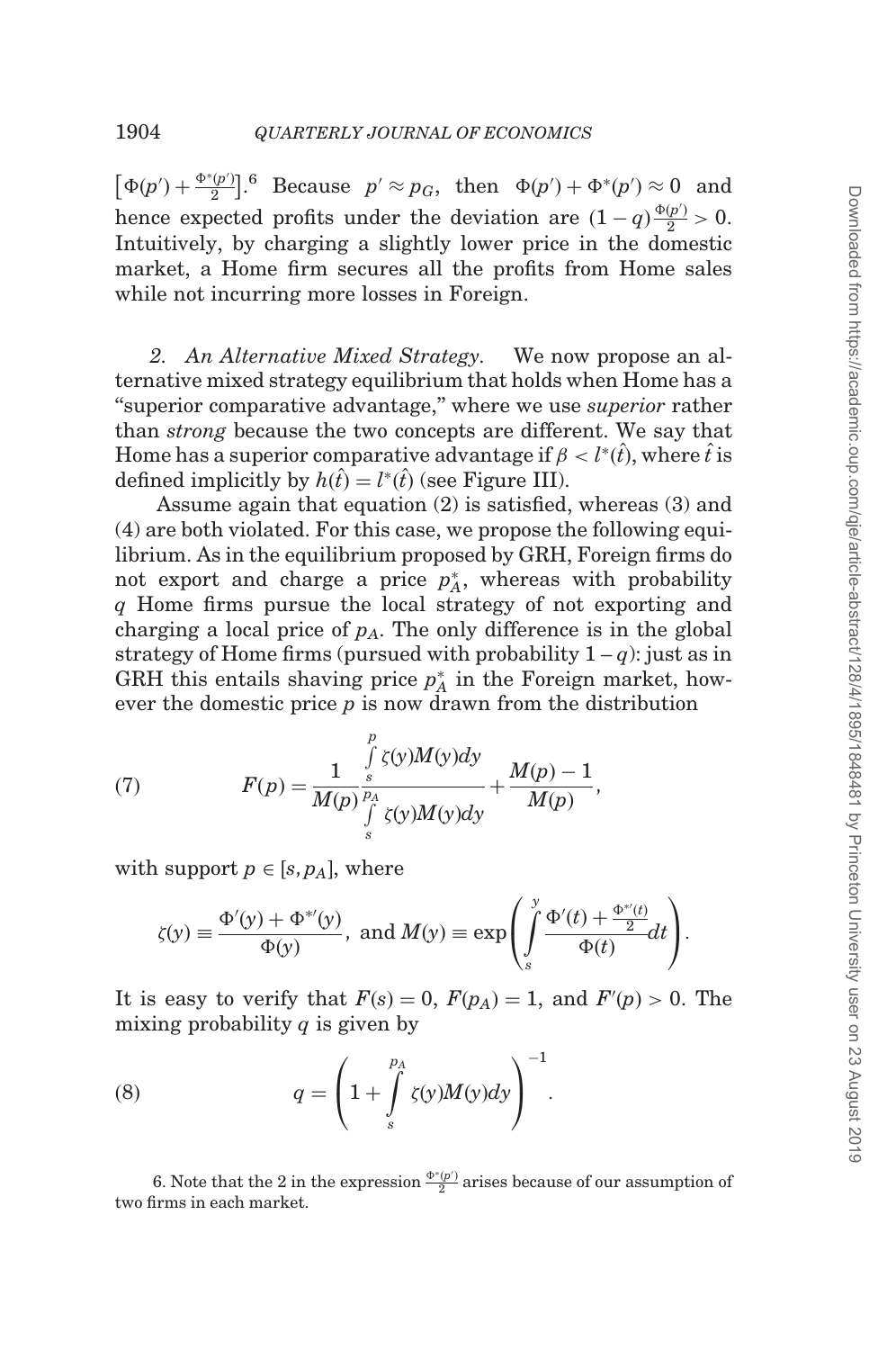$\left[\Phi(p') + \frac{\Phi^*(p')}{2}\right]$.[6] Because $p' \approx p_G$, then $\Phi(p') + \Phi^*(p') \approx 0$ and hence expected profits under the deviation are $(1-q)\frac{\Phi(p')}{2} > 0$. Intuitively, by charging a slightly lower price in the domestic market, a Home firm secures all the profits from Home sales while not incurring more losses in Foreign.

*2. An Alternative Mixed Strategy.* We now propose an alternative mixed strategy equilibrium that holds when Home has a "superior comparative advantage," where we use *superior* rather than *strong* because the two concepts are different. We say that Home has a superior comparative advantage if $\beta < l^*(\hat{t})$, where $\hat{t}$ is defined implicitly by $h(\hat{t}) = l^*(\hat{t})$ (see Figure III).

Assume again that equation (2) is satisfied, whereas (3) and (4) are both violated. For this case, we propose the following equilibrium. As in the equilibrium proposed by GRH, Foreign firms do not export and charge a price $p_A^*$, whereas with probability $q$ Home firms pursue the local strategy of not exporting and charging a local price of $p_A$. The only difference is in the global strategy of Home firms (pursued with probability $1-q$): just as in GRH this entails shaving price $p_A^*$ in the Foreign market, however the domestic price $p$ is now drawn from the distribution

$$F(p) = \frac{1}{M(p)} \frac{\int_s^p \zeta(y) M(y) dy}{\int_s^{p_A} \zeta(y) M(y) dy} + \frac{M(p) - 1}{M(p)}, \tag{7}$$

with support $p \in [s, p_A]$, where

$$\zeta(y) \equiv \frac{\Phi'(y) + \Phi^{*\prime}(y)}{\Phi(y)}, \text{ and } M(y) \equiv \exp\left(\int_s^y \frac{\Phi'(t) + \frac{\Phi^{*\prime}(t)}{2}}{\Phi(t)} dt\right).$$

It is easy to verify that $F(s) = 0$, $F(p_A) = 1$, and $F'(p) > 0$. The mixing probability $q$ is given by

$$q = \left(1 + \int_s^{p_A} \zeta(y) M(y) dy\right)^{-1}. \tag{8}$$

6. Note that the 2 in the expression $\frac{\Phi^*(p')}{2}$ arises because of our assumption of two firms in each market.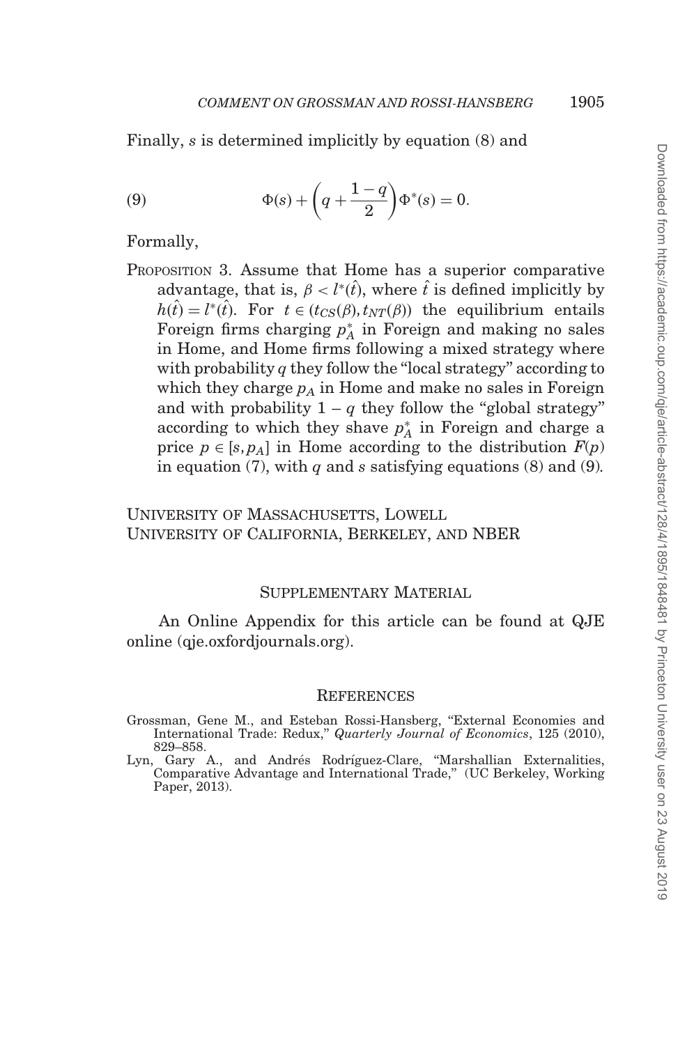Finally, $s$ is determined implicitly by equation (8) and

$$\Phi(s) + \left(q + \frac{1-q}{2}\right)\Phi^*(s) = 0. \tag{9}$$

Formally,

PROPOSITION 3. Assume that Home has a superior comparative advantage, that is, $\beta < l^*(\hat{t})$, where $\hat{t}$ is defined implicitly by $h(\hat{t}) = l^*(\hat{t})$. For $t \in (t_{CS}(\beta), t_{NT}(\beta))$ the equilibrium entails Foreign firms charging $p_A^*$ in Foreign and making no sales in Home, and Home firms following a mixed strategy where with probability $q$ they follow the "local strategy" according to which they charge $p_A$ in Home and make no sales in Foreign and with probability $1 - q$ they follow the "global strategy" according to which they shave $p_A^*$ in Foreign and charge a price $p \in [s, p_A]$ in Home according to the distribution $F(p)$ in equation (7), with $q$ and $s$ satisfying equations (8) and (9).

UNIVERSITY OF MASSACHUSETTS, LOWELL
UNIVERSITY OF CALIFORNIA, BERKELEY, AND NBER

## SUPPLEMENTARY MATERIAL

An Online Appendix for this article can be found at QJE online (qje.oxfordjournals.org).

## REFERENCES

Grossman, Gene M., and Esteban Rossi-Hansberg, "External Economies and International Trade: Redux," *Quarterly Journal of Economics*, 125 (2010), 829–858.

Lyn, Gary A., and Andrés Rodríguez-Clare, "Marshallian Externalities, Comparative Advantage and International Trade," (UC Berkeley, Working Paper, 2013).